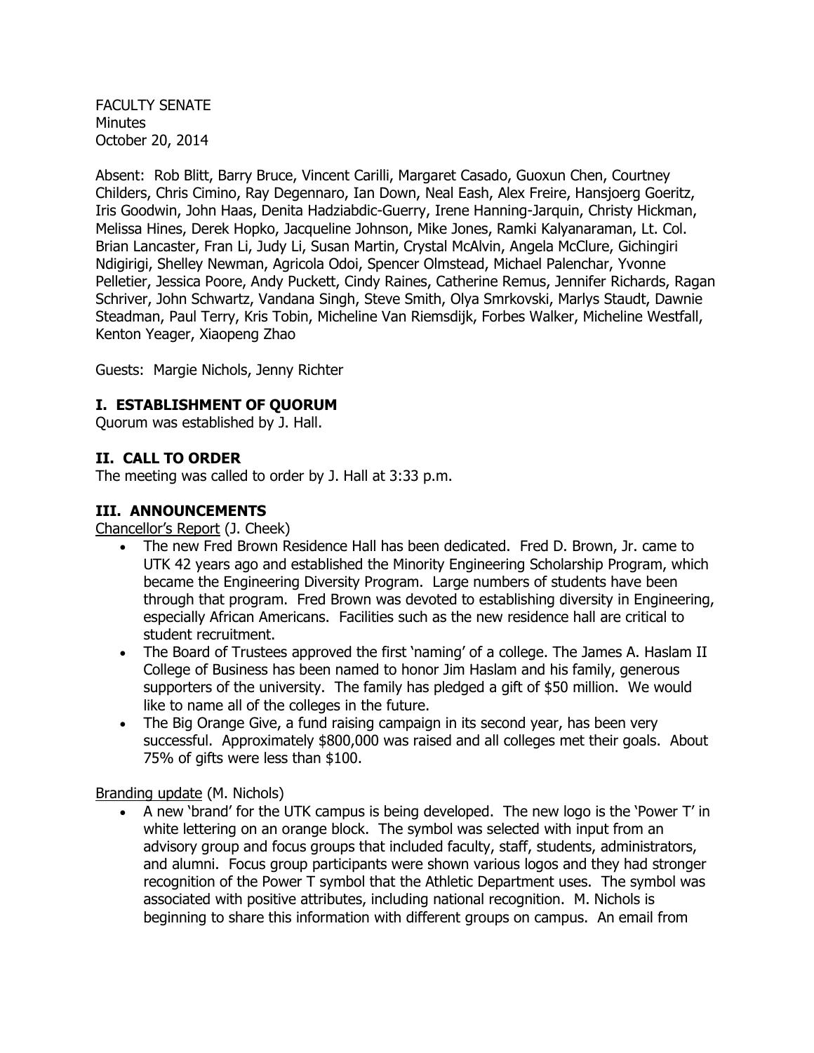FACULTY SENATE
Minutes
October 20, 2014

Absent: Rob Blitt, Barry Bruce, Vincent Carilli, Margaret Casado, Guoxun Chen, Courtney Childers, Chris Cimino, Ray Degennaro, Ian Down, Neal Eash, Alex Freire, Hansjoerg Goeritz, Iris Goodwin, John Haas, Denita Hadziabdic-Guerry, Irene Hanning-Jarquin, Christy Hickman, Melissa Hines, Derek Hopko, Jacqueline Johnson, Mike Jones, Ramki Kalyanaraman, Lt. Col. Brian Lancaster, Fran Li, Judy Li, Susan Martin, Crystal McAlvin, Angela McClure, Gichingiri Ndigirigi, Shelley Newman, Agricola Odoi, Spencer Olmstead, Michael Palenchar, Yvonne Pelletier, Jessica Poore, Andy Puckett, Cindy Raines, Catherine Remus, Jennifer Richards, Ragan Schriver, John Schwartz, Vandana Singh, Steve Smith, Olya Smrkovski, Marlys Staudt, Dawnie Steadman, Paul Terry, Kris Tobin, Micheline Van Riemsdijk, Forbes Walker, Micheline Westfall, Kenton Yeager, Xiaopeng Zhao

Guests: Margie Nichols, Jenny Richter

## I. ESTABLISHMENT OF QUORUM

Quorum was established by J. Hall.

## II. CALL TO ORDER

The meeting was called to order by J. Hall at 3:33 p.m.

## III. ANNOUNCEMENTS

Chancellor's Report (J. Cheek)

- The new Fred Brown Residence Hall has been dedicated. Fred D. Brown, Jr. came to UTK 42 years ago and established the Minority Engineering Scholarship Program, which became the Engineering Diversity Program. Large numbers of students have been through that program. Fred Brown was devoted to establishing diversity in Engineering, especially African Americans. Facilities such as the new residence hall are critical to student recruitment.
- The Board of Trustees approved the first 'naming' of a college. The James A. Haslam II College of Business has been named to honor Jim Haslam and his family, generous supporters of the university. The family has pledged a gift of $50 million. We would like to name all of the colleges in the future.
- The Big Orange Give, a fund raising campaign in its second year, has been very successful. Approximately $800,000 was raised and all colleges met their goals. About 75% of gifts were less than $100.

Branding update (M. Nichols)

- A new 'brand' for the UTK campus is being developed. The new logo is the 'Power T' in white lettering on an orange block. The symbol was selected with input from an advisory group and focus groups that included faculty, staff, students, administrators, and alumni. Focus group participants were shown various logos and they had stronger recognition of the Power T symbol that the Athletic Department uses. The symbol was associated with positive attributes, including national recognition. M. Nichols is beginning to share this information with different groups on campus. An email from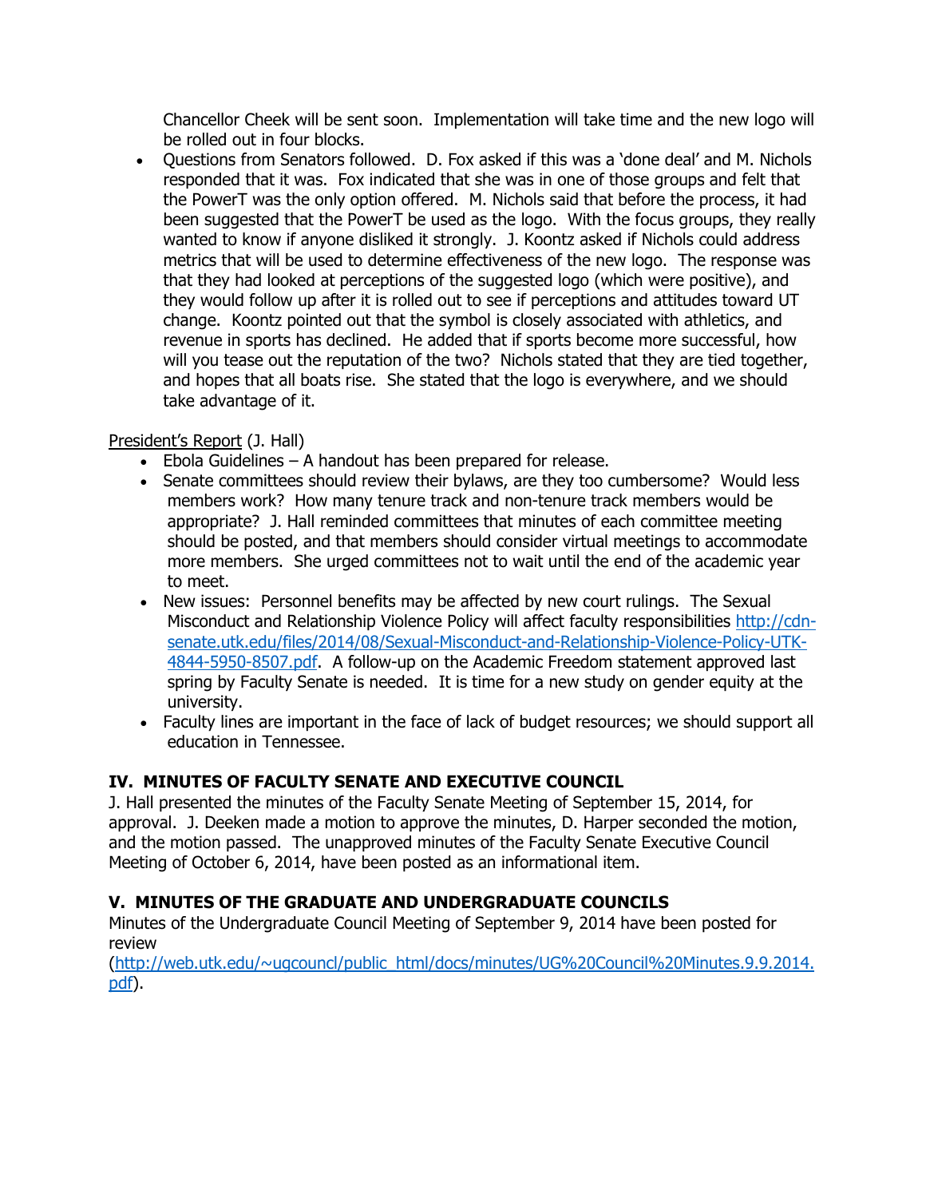Chancellor Cheek will be sent soon. Implementation will take time and the new logo will be rolled out in four blocks.

- Questions from Senators followed. D. Fox asked if this was a 'done deal' and M. Nichols responded that it was. Fox indicated that she was in one of those groups and felt that the PowerT was the only option offered. M. Nichols said that before the process, it had been suggested that the PowerT be used as the logo. With the focus groups, they really wanted to know if anyone disliked it strongly. J. Koontz asked if Nichols could address metrics that will be used to determine effectiveness of the new logo. The response was that they had looked at perceptions of the suggested logo (which were positive), and they would follow up after it is rolled out to see if perceptions and attitudes toward UT change. Koontz pointed out that the symbol is closely associated with athletics, and revenue in sports has declined. He added that if sports become more successful, how will you tease out the reputation of the two? Nichols stated that they are tied together, and hopes that all boats rise. She stated that the logo is everywhere, and we should take advantage of it.

President's Report (J. Hall)

- Ebola Guidelines – A handout has been prepared for release.
- Senate committees should review their bylaws, are they too cumbersome? Would less members work? How many tenure track and non-tenure track members would be appropriate? J. Hall reminded committees that minutes of each committee meeting should be posted, and that members should consider virtual meetings to accommodate more members. She urged committees not to wait until the end of the academic year to meet.
- New issues: Personnel benefits may be affected by new court rulings. The Sexual Misconduct and Relationship Violence Policy will affect faculty responsibilities [http://cdn-senate.utk.edu/files/2014/08/Sexual-Misconduct-and-Relationship-Violence-Policy-UTK-4844-5950-8507.pdf](http://cdn-senate.utk.edu/files/2014/08/Sexual-Misconduct-and-Relationship-Violence-Policy-UTK-4844-5950-8507.pdf). A follow-up on the Academic Freedom statement approved last spring by Faculty Senate is needed. It is time for a new study on gender equity at the university.
- Faculty lines are important in the face of lack of budget resources; we should support all education in Tennessee.

## IV. MINUTES OF FACULTY SENATE AND EXECUTIVE COUNCIL

J. Hall presented the minutes of the Faculty Senate Meeting of September 15, 2014, for approval. J. Deeken made a motion to approve the minutes, D. Harper seconded the motion, and the motion passed. The unapproved minutes of the Faculty Senate Executive Council Meeting of October 6, 2014, have been posted as an informational item.

## V. MINUTES OF THE GRADUATE AND UNDERGRADUATE COUNCILS

Minutes of the Undergraduate Council Meeting of September 9, 2014 have been posted for review ([http://web.utk.edu/~ugcouncl/public_html/docs/minutes/UG%20Council%20Minutes.9.9.2014.pdf](http://web.utk.edu/~ugcouncl/public_html/docs/minutes/UG%20Council%20Minutes.9.9.2014.pdf)).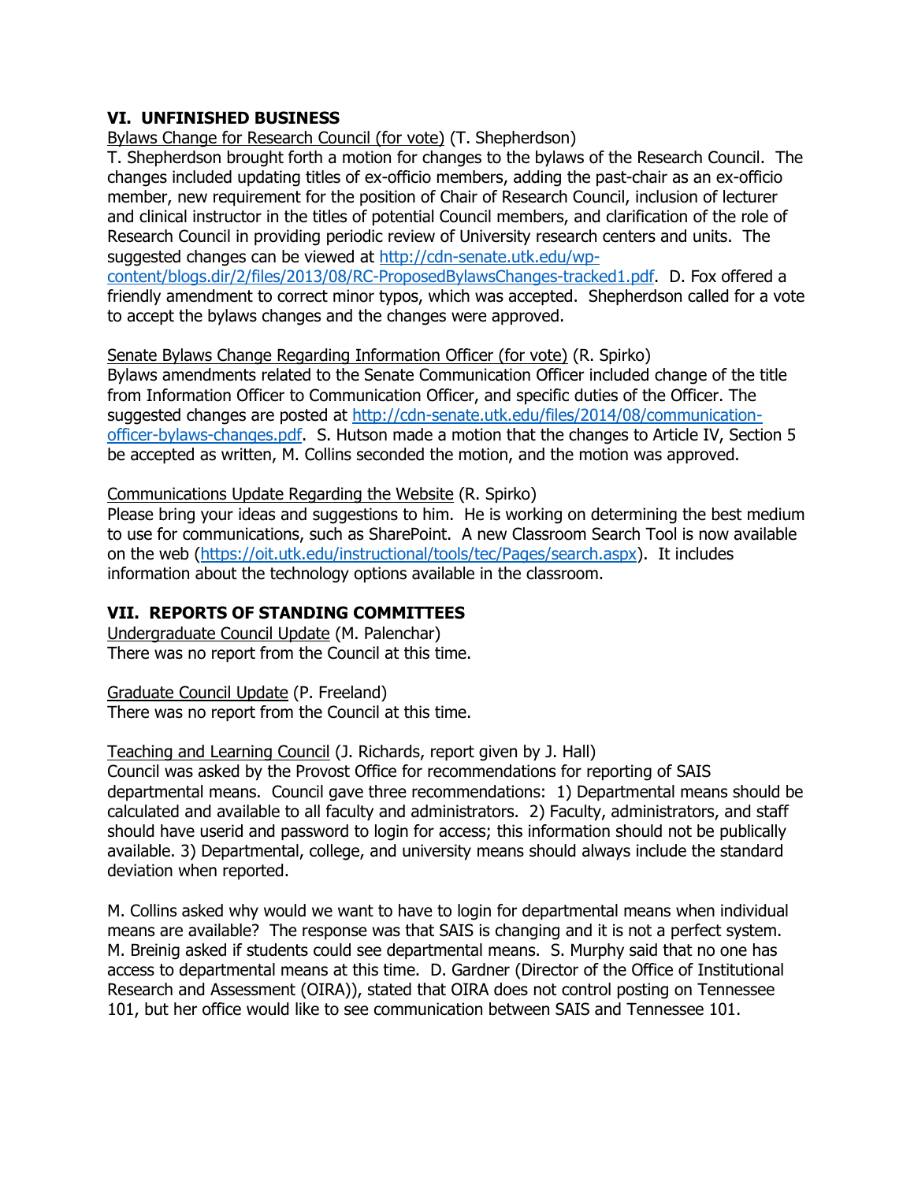## VI. UNFINISHED BUSINESS

Bylaws Change for Research Council (for vote) (T. Shepherdson)
T. Shepherdson brought forth a motion for changes to the bylaws of the Research Council. The changes included updating titles of ex-officio members, adding the past-chair as an ex-officio member, new requirement for the position of Chair of Research Council, inclusion of lecturer and clinical instructor in the titles of potential Council members, and clarification of the role of Research Council in providing periodic review of University research centers and units. The suggested changes can be viewed at [http://cdn-senate.utk.edu/wp-content/blogs.dir/2/files/2013/08/RC-ProposedBylawsChanges-tracked1.pdf](http://cdn-senate.utk.edu/wp-content/blogs.dir/2/files/2013/08/RC-ProposedBylawsChanges-tracked1.pdf). D. Fox offered a friendly amendment to correct minor typos, which was accepted. Shepherdson called for a vote to accept the bylaws changes and the changes were approved.

Senate Bylaws Change Regarding Information Officer (for vote) (R. Spirko)
Bylaws amendments related to the Senate Communication Officer included change of the title from Information Officer to Communication Officer, and specific duties of the Officer. The suggested changes are posted at [http://cdn-senate.utk.edu/files/2014/08/communication-officer-bylaws-changes.pdf](http://cdn-senate.utk.edu/files/2014/08/communication-officer-bylaws-changes.pdf). S. Hutson made a motion that the changes to Article IV, Section 5 be accepted as written, M. Collins seconded the motion, and the motion was approved.

Communications Update Regarding the Website (R. Spirko)
Please bring your ideas and suggestions to him. He is working on determining the best medium to use for communications, such as SharePoint. A new Classroom Search Tool is now available on the web ([https://oit.utk.edu/instructional/tools/tec/Pages/search.aspx](https://oit.utk.edu/instructional/tools/tec/Pages/search.aspx)). It includes information about the technology options available in the classroom.

## VII. REPORTS OF STANDING COMMITTEES

Undergraduate Council Update (M. Palenchar)
There was no report from the Council at this time.

Graduate Council Update (P. Freeland)
There was no report from the Council at this time.

Teaching and Learning Council (J. Richards, report given by J. Hall)
Council was asked by the Provost Office for recommendations for reporting of SAIS departmental means. Council gave three recommendations: 1) Departmental means should be calculated and available to all faculty and administrators. 2) Faculty, administrators, and staff should have userid and password to login for access; this information should not be publically available. 3) Departmental, college, and university means should always include the standard deviation when reported.

M. Collins asked why would we want to have to login for departmental means when individual means are available? The response was that SAIS is changing and it is not a perfect system. M. Breinig asked if students could see departmental means. S. Murphy said that no one has access to departmental means at this time. D. Gardner (Director of the Office of Institutional Research and Assessment (OIRA)), stated that OIRA does not control posting on Tennessee 101, but her office would like to see communication between SAIS and Tennessee 101.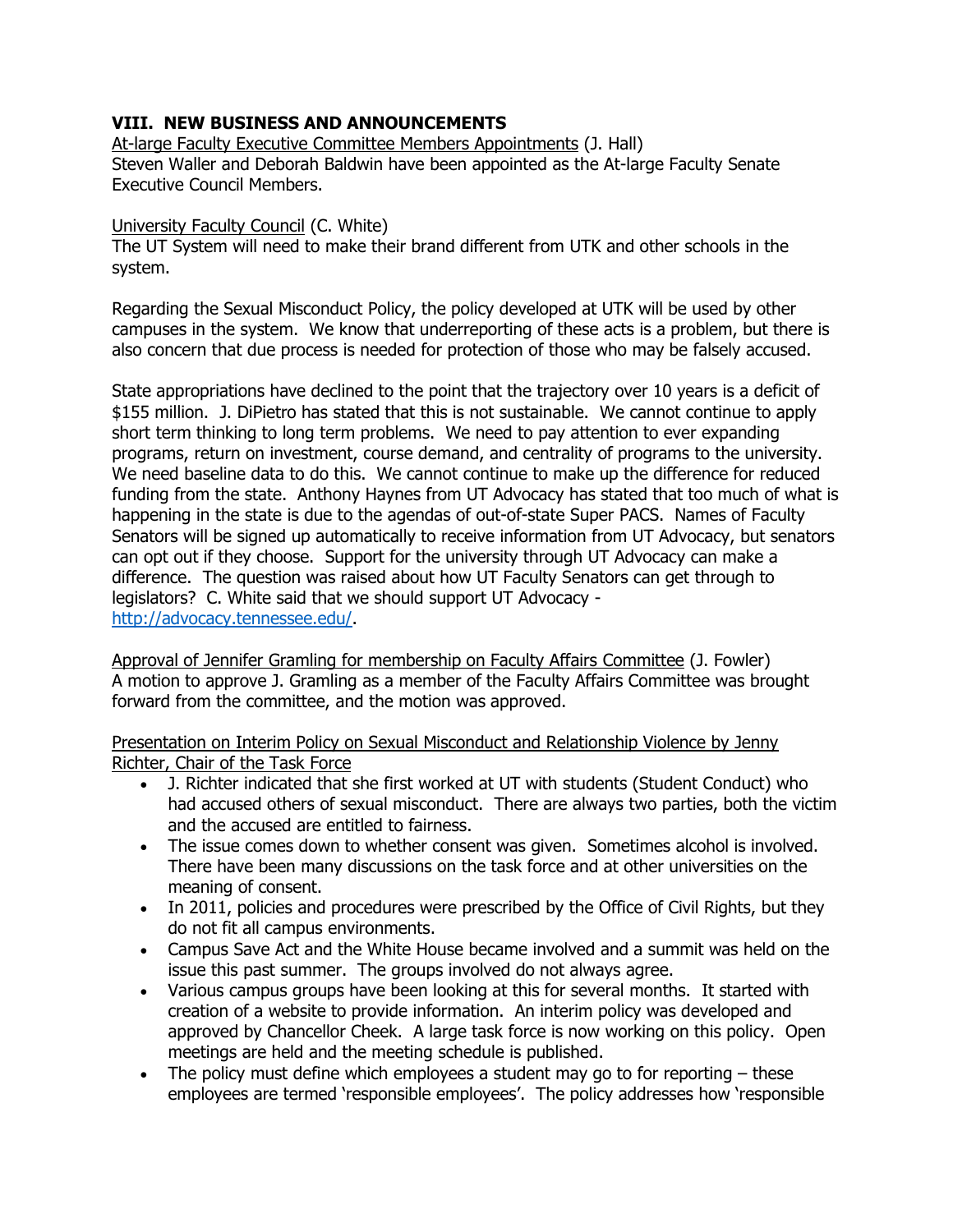## VIII. NEW BUSINESS AND ANNOUNCEMENTS

At-large Faculty Executive Committee Members Appointments (J. Hall)
Steven Waller and Deborah Baldwin have been appointed as the At-large Faculty Senate Executive Council Members.

University Faculty Council (C. White)
The UT System will need to make their brand different from UTK and other schools in the system.

Regarding the Sexual Misconduct Policy, the policy developed at UTK will be used by other campuses in the system. We know that underreporting of these acts is a problem, but there is also concern that due process is needed for protection of those who may be falsely accused.

State appropriations have declined to the point that the trajectory over 10 years is a deficit of $155 million. J. DiPietro has stated that this is not sustainable. We cannot continue to apply short term thinking to long term problems. We need to pay attention to ever expanding programs, return on investment, course demand, and centrality of programs to the university. We need baseline data to do this. We cannot continue to make up the difference for reduced funding from the state. Anthony Haynes from UT Advocacy has stated that too much of what is happening in the state is due to the agendas of out-of-state Super PACS. Names of Faculty Senators will be signed up automatically to receive information from UT Advocacy, but senators can opt out if they choose. Support for the university through UT Advocacy can make a difference. The question was raised about how UT Faculty Senators can get through to legislators? C. White said that we should support UT Advocacy - http://advocacy.tennessee.edu/.

Approval of Jennifer Gramling for membership on Faculty Affairs Committee (J. Fowler)
A motion to approve J. Gramling as a member of the Faculty Affairs Committee was brought forward from the committee, and the motion was approved.

Presentation on Interim Policy on Sexual Misconduct and Relationship Violence by Jenny Richter, Chair of the Task Force

- J. Richter indicated that she first worked at UT with students (Student Conduct) who had accused others of sexual misconduct. There are always two parties, both the victim and the accused are entitled to fairness.
- The issue comes down to whether consent was given. Sometimes alcohol is involved. There have been many discussions on the task force and at other universities on the meaning of consent.
- In 2011, policies and procedures were prescribed by the Office of Civil Rights, but they do not fit all campus environments.
- Campus Save Act and the White House became involved and a summit was held on the issue this past summer. The groups involved do not always agree.
- Various campus groups have been looking at this for several months. It started with creation of a website to provide information. An interim policy was developed and approved by Chancellor Cheek. A large task force is now working on this policy. Open meetings are held and the meeting schedule is published.
- The policy must define which employees a student may go to for reporting – these employees are termed 'responsible employees'. The policy addresses how 'responsible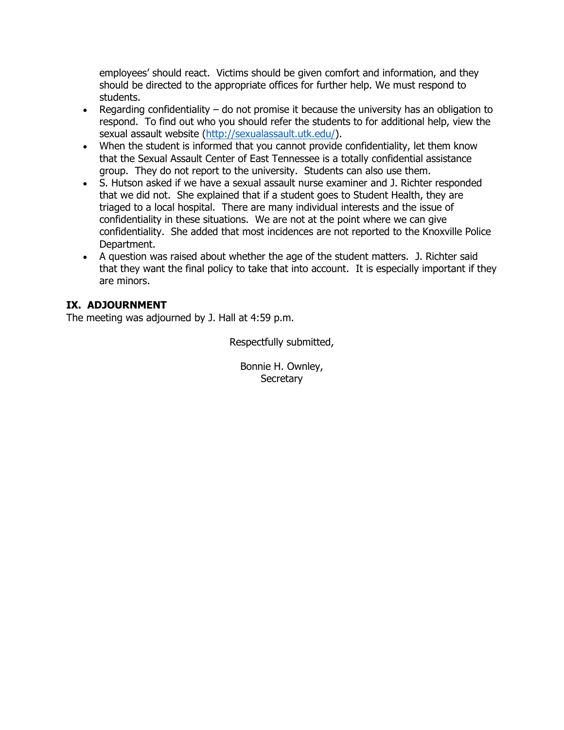employees' should react. Victims should be given comfort and information, and they should be directed to the appropriate offices for further help. We must respond to students.

- Regarding confidentiality – do not promise it because the university has an obligation to respond. To find out who you should refer the students to for additional help, view the sexual assault website ([http://sexualassault.utk.edu/](http://sexualassault.utk.edu/)).
- When the student is informed that you cannot provide confidentiality, let them know that the Sexual Assault Center of East Tennessee is a totally confidential assistance group. They do not report to the university. Students can also use them.
- S. Hutson asked if we have a sexual assault nurse examiner and J. Richter responded that we did not. She explained that if a student goes to Student Health, they are triaged to a local hospital. There are many individual interests and the issue of confidentiality in these situations. We are not at the point where we can give confidentiality. She added that most incidences are not reported to the Knoxville Police Department.
- A question was raised about whether the age of the student matters. J. Richter said that they want the final policy to take that into account. It is especially important if they are minors.

## IX. ADJOURNMENT

The meeting was adjourned by J. Hall at 4:59 p.m.

Respectfully submitted,

Bonnie H. Ownley,
Secretary